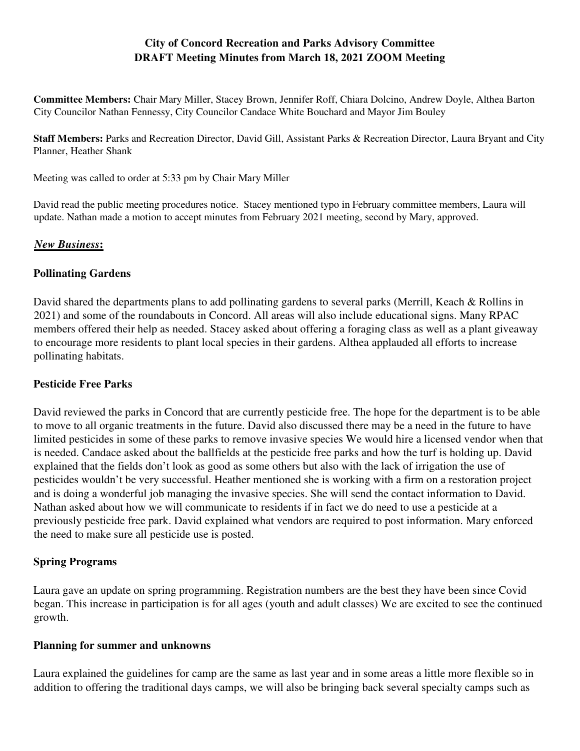**City of Concord Recreation and Parks Advisory Committee**
**DRAFT Meeting Minutes from March 18, 2021 ZOOM Meeting**

**Committee Members:** Chair Mary Miller, Stacey Brown, Jennifer Roff, Chiara Dolcino, Andrew Doyle, Althea Barton City Councilor Nathan Fennessy, City Councilor Candace White Bouchard and Mayor Jim Bouley

**Staff Members:** Parks and Recreation Director, David Gill, Assistant Parks & Recreation Director, Laura Bryant and City Planner, Heather Shank

Meeting was called to order at 5:33 pm by Chair Mary Miller

David read the public meeting procedures notice. Stacey mentioned typo in February committee members, Laura will update. Nathan made a motion to accept minutes from February 2021 meeting, second by Mary, approved.

***New Business*:**

**Pollinating Gardens**

David shared the departments plans to add pollinating gardens to several parks (Merrill, Keach & Rollins in 2021) and some of the roundabouts in Concord. All areas will also include educational signs. Many RPAC members offered their help as needed. Stacey asked about offering a foraging class as well as a plant giveaway to encourage more residents to plant local species in their gardens. Althea applauded all efforts to increase pollinating habitats.

**Pesticide Free Parks**

David reviewed the parks in Concord that are currently pesticide free. The hope for the department is to be able to move to all organic treatments in the future. David also discussed there may be a need in the future to have limited pesticides in some of these parks to remove invasive species We would hire a licensed vendor when that is needed. Candace asked about the ballfields at the pesticide free parks and how the turf is holding up. David explained that the fields don't look as good as some others but also with the lack of irrigation the use of pesticides wouldn't be very successful. Heather mentioned she is working with a firm on a restoration project and is doing a wonderful job managing the invasive species. She will send the contact information to David. Nathan asked about how we will communicate to residents if in fact we do need to use a pesticide at a previously pesticide free park. David explained what vendors are required to post information. Mary enforced the need to make sure all pesticide use is posted.

**Spring Programs**

Laura gave an update on spring programming. Registration numbers are the best they have been since Covid began. This increase in participation is for all ages (youth and adult classes) We are excited to see the continued growth.

**Planning for summer and unknowns**

Laura explained the guidelines for camp are the same as last year and in some areas a little more flexible so in addition to offering the traditional days camps, we will also be bringing back several specialty camps such as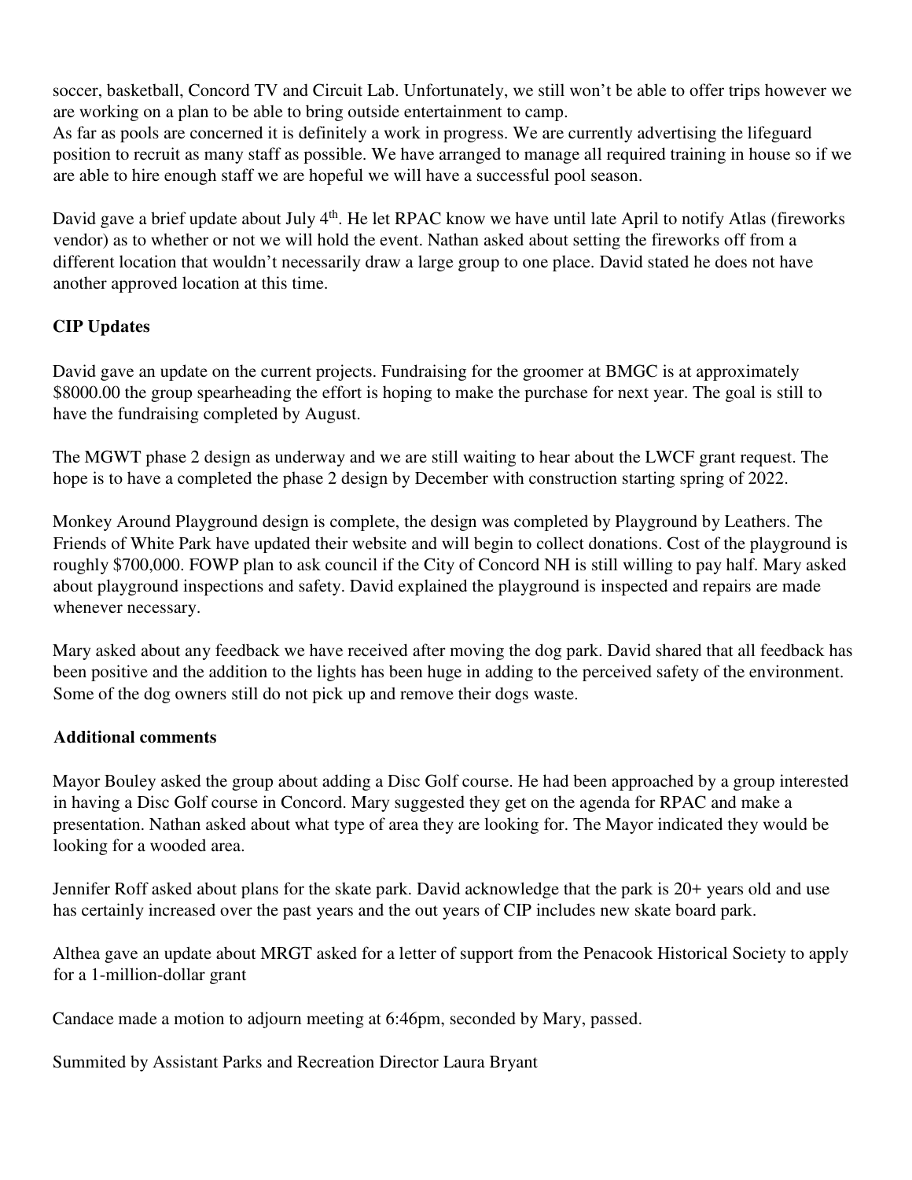soccer, basketball, Concord TV and Circuit Lab. Unfortunately, we still won't be able to offer trips however we are working on a plan to be able to bring outside entertainment to camp.
As far as pools are concerned it is definitely a work in progress. We are currently advertising the lifeguard position to recruit as many staff as possible. We have arranged to manage all required training in house so if we are able to hire enough staff we are hopeful we will have a successful pool season.

David gave a brief update about July 4th. He let RPAC know we have until late April to notify Atlas (fireworks vendor) as to whether or not we will hold the event. Nathan asked about setting the fireworks off from a different location that wouldn't necessarily draw a large group to one place. David stated he does not have another approved location at this time.

**CIP Updates**

David gave an update on the current projects. Fundraising for the groomer at BMGC is at approximately $8000.00 the group spearheading the effort is hoping to make the purchase for next year. The goal is still to have the fundraising completed by August.

The MGWT phase 2 design as underway and we are still waiting to hear about the LWCF grant request. The hope is to have a completed the phase 2 design by December with construction starting spring of 2022.

Monkey Around Playground design is complete, the design was completed by Playground by Leathers. The Friends of White Park have updated their website and will begin to collect donations. Cost of the playground is roughly $700,000. FOWP plan to ask council if the City of Concord NH is still willing to pay half. Mary asked about playground inspections and safety. David explained the playground is inspected and repairs are made whenever necessary.

Mary asked about any feedback we have received after moving the dog park. David shared that all feedback has been positive and the addition to the lights has been huge in adding to the perceived safety of the environment. Some of the dog owners still do not pick up and remove their dogs waste.

**Additional comments**

Mayor Bouley asked the group about adding a Disc Golf course. He had been approached by a group interested in having a Disc Golf course in Concord. Mary suggested they get on the agenda for RPAC and make a presentation. Nathan asked about what type of area they are looking for. The Mayor indicated they would be looking for a wooded area.

Jennifer Roff asked about plans for the skate park. David acknowledge that the park is 20+ years old and use has certainly increased over the past years and the out years of CIP includes new skate board park.

Althea gave an update about MRGT asked for a letter of support from the Penacook Historical Society to apply for a 1-million-dollar grant

Candace made a motion to adjourn meeting at 6:46pm, seconded by Mary, passed.

Summited by Assistant Parks and Recreation Director Laura Bryant